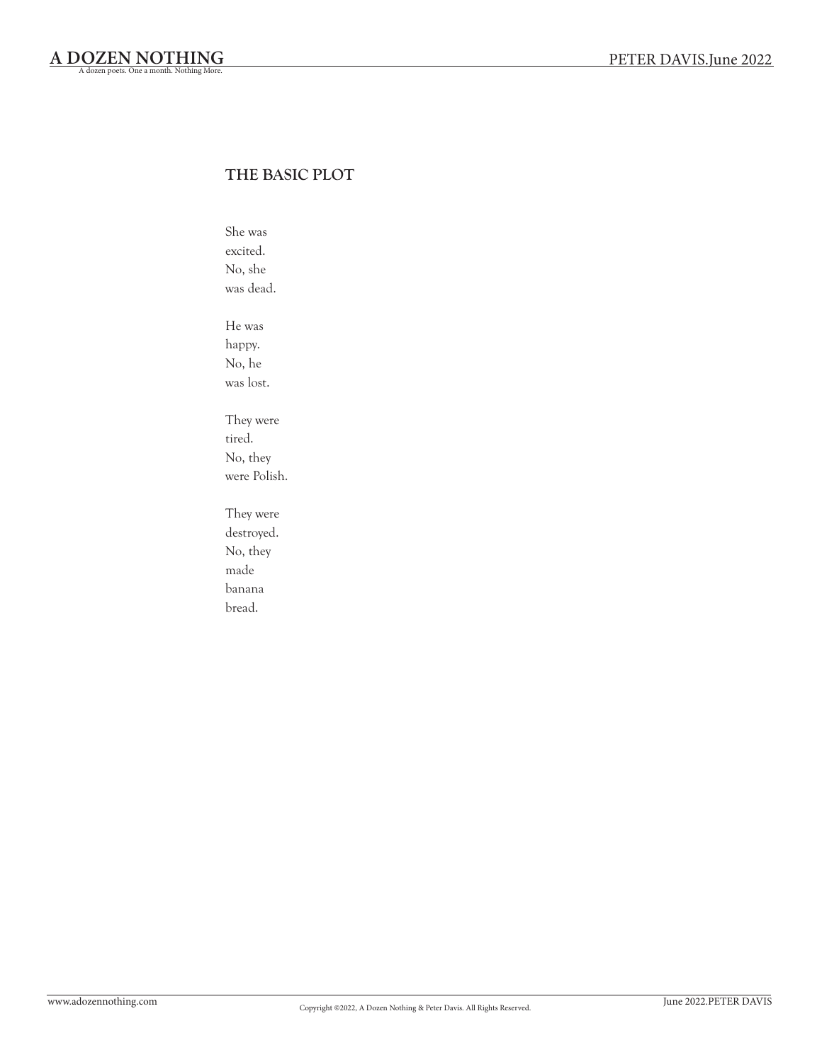## THE BASIC PLOT

She was  
excited.  
No, she  
was dead.

He was  
happy.  
No, he  
was lost.

They were  
tired.  
No, they  
were Polish.

They were  
destroyed.  
No, they  
made  
banana  
bread.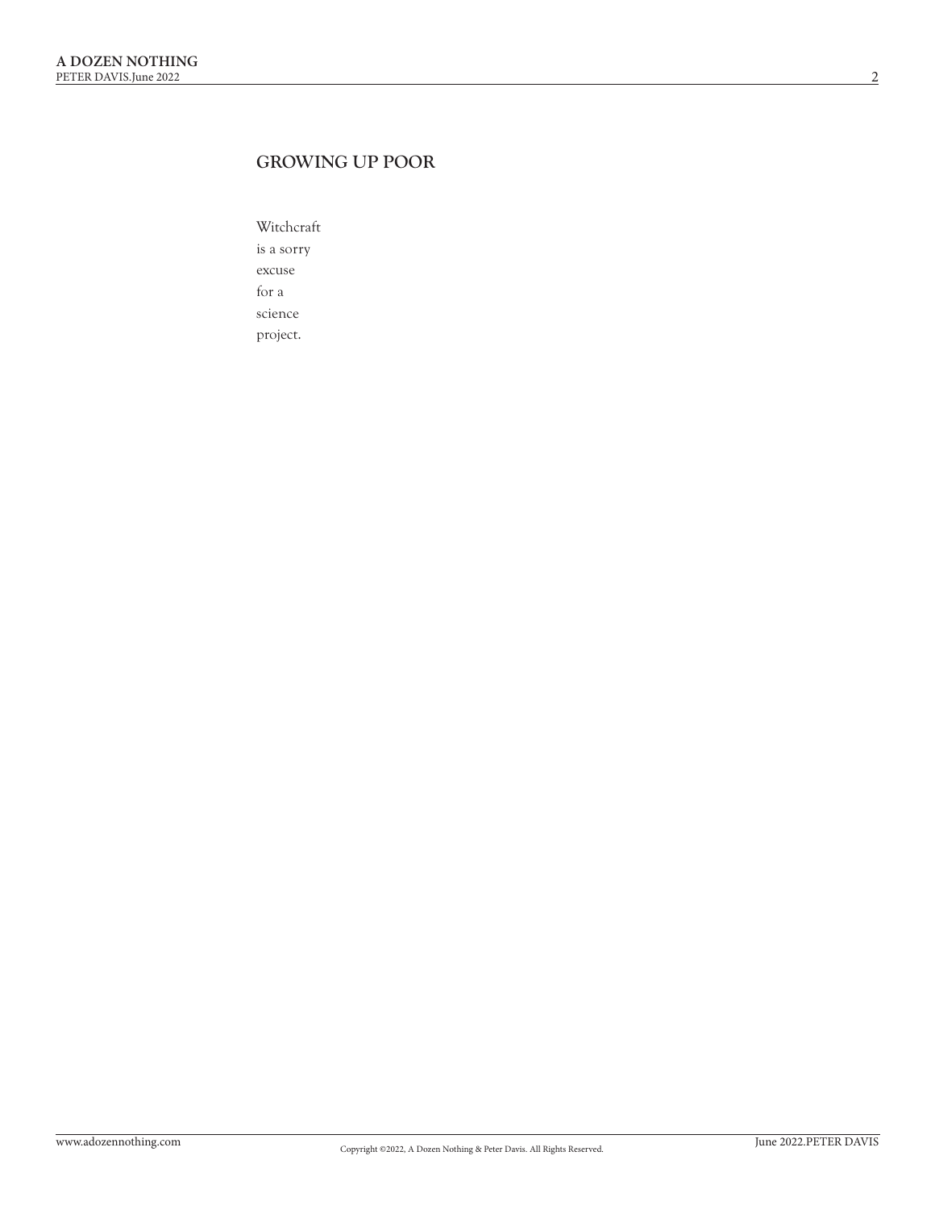## GROWING UP POOR

Witchcraft  
is a sorry  
excuse  
for a  
science  
project.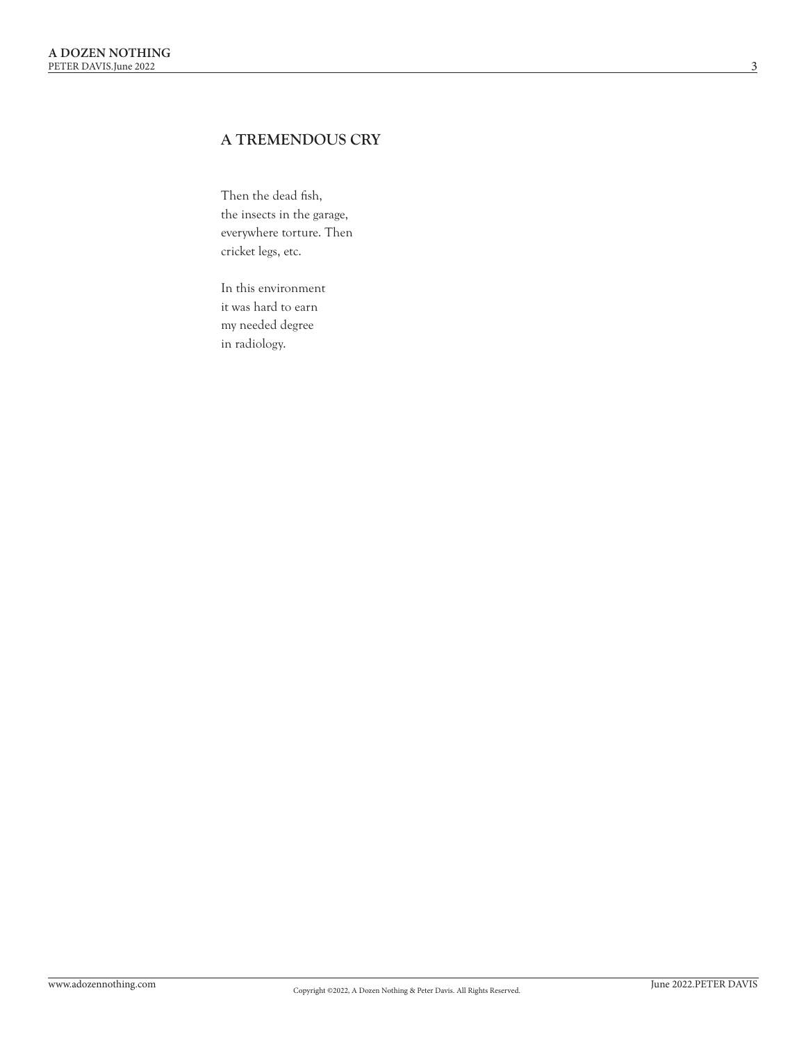## A TREMENDOUS CRY

Then the dead fish,  
the insects in the garage,  
everywhere torture. Then  
cricket legs, etc.

In this environment  
it was hard to earn  
my needed degree  
in radiology.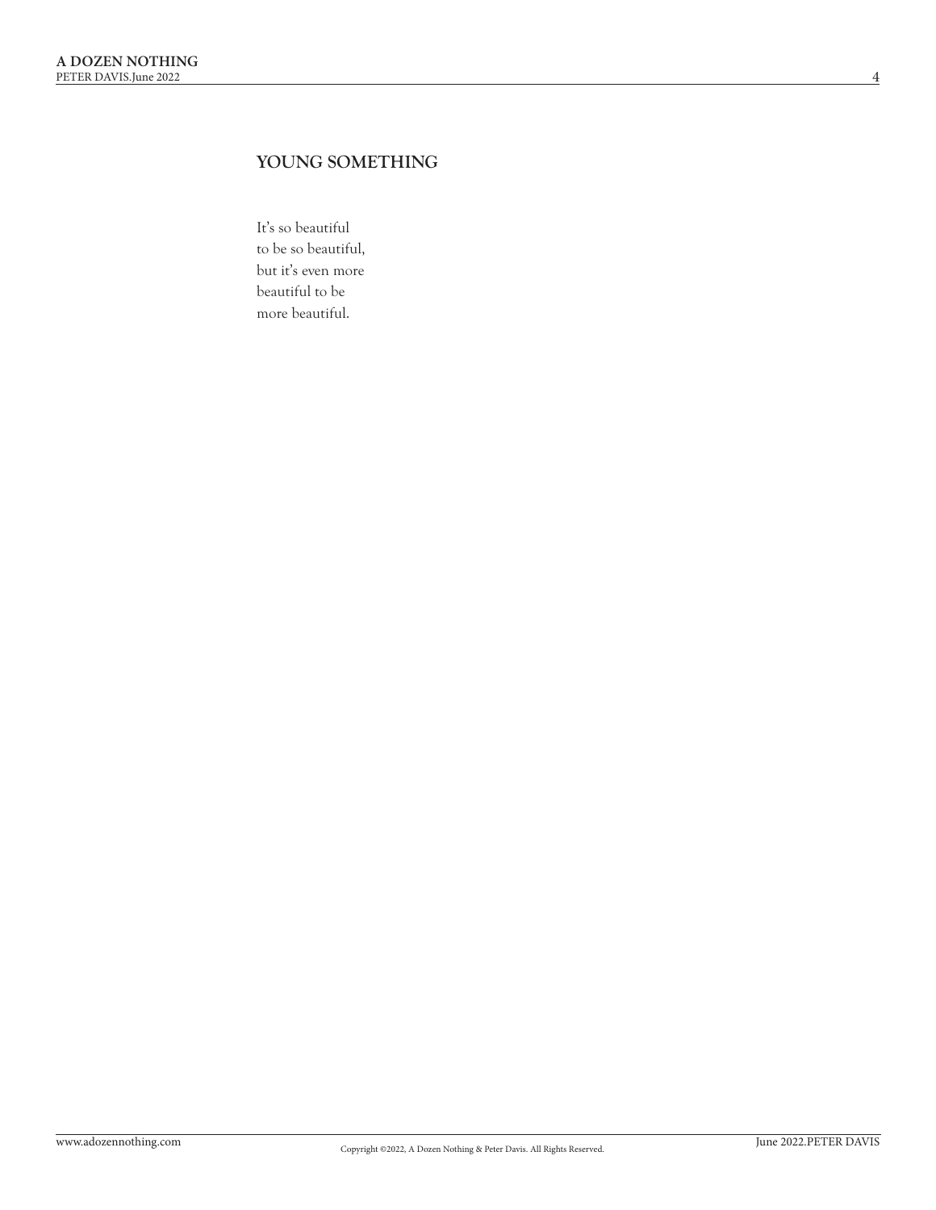## YOUNG SOMETHING

It's so beautiful  
to be so beautiful,  
but it's even more  
beautiful to be  
more beautiful.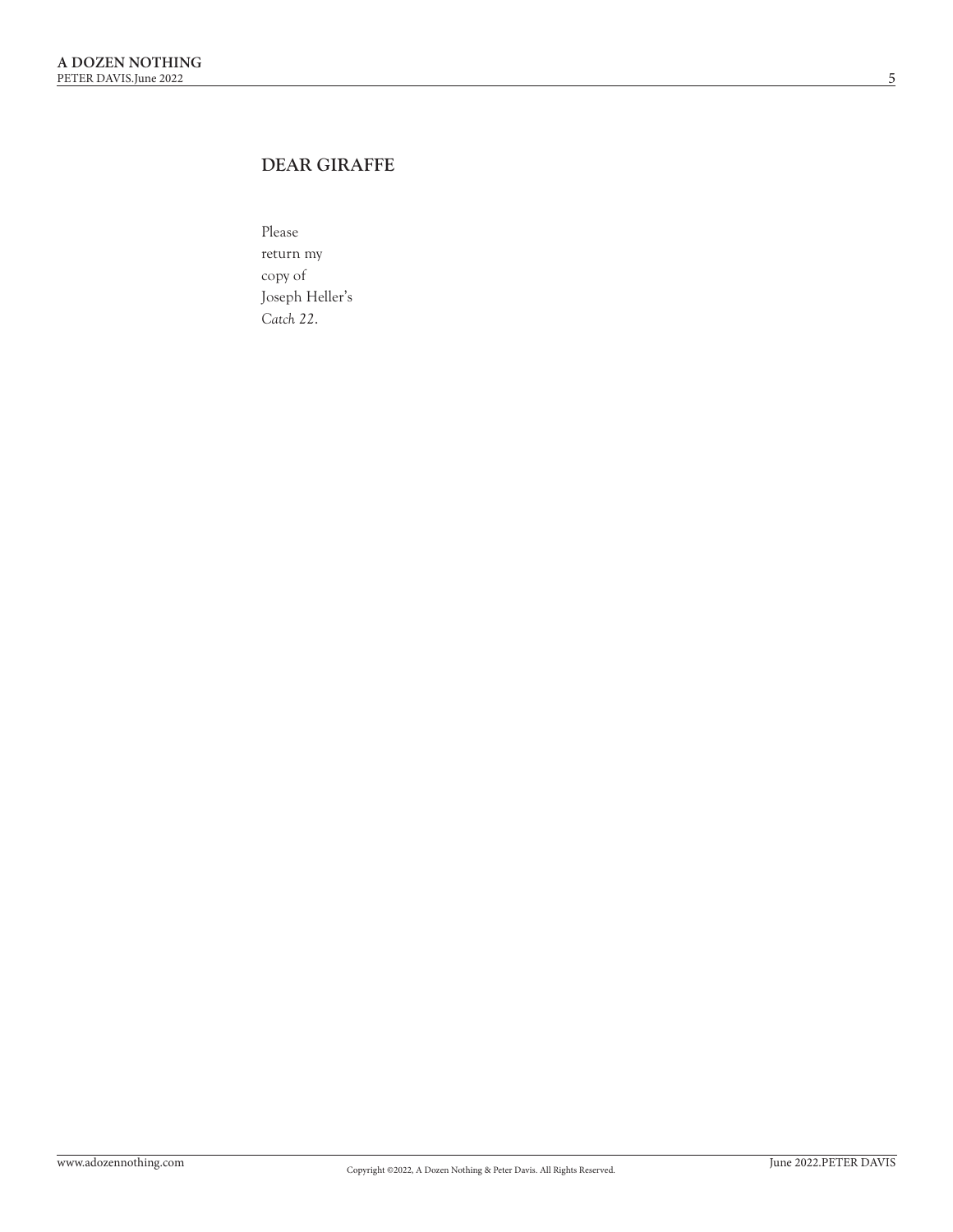## DEAR GIRAFFE

Please  
return my  
copy of  
Joseph Heller's  
*Catch 22*.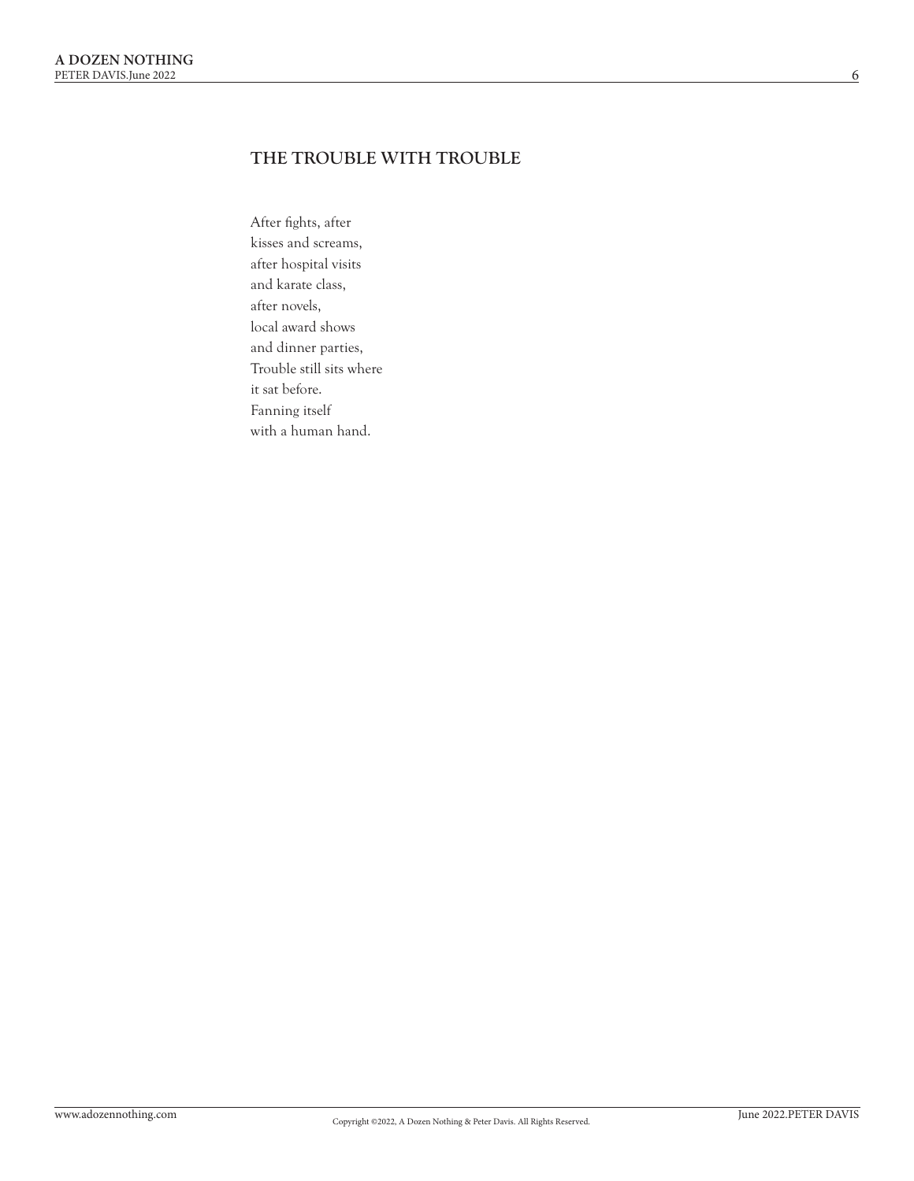## THE TROUBLE WITH TROUBLE

After fights, after  
kisses and screams,  
after hospital visits  
and karate class,  
after novels,  
local award shows  
and dinner parties,  
Trouble still sits where  
it sat before.  
Fanning itself  
with a human hand.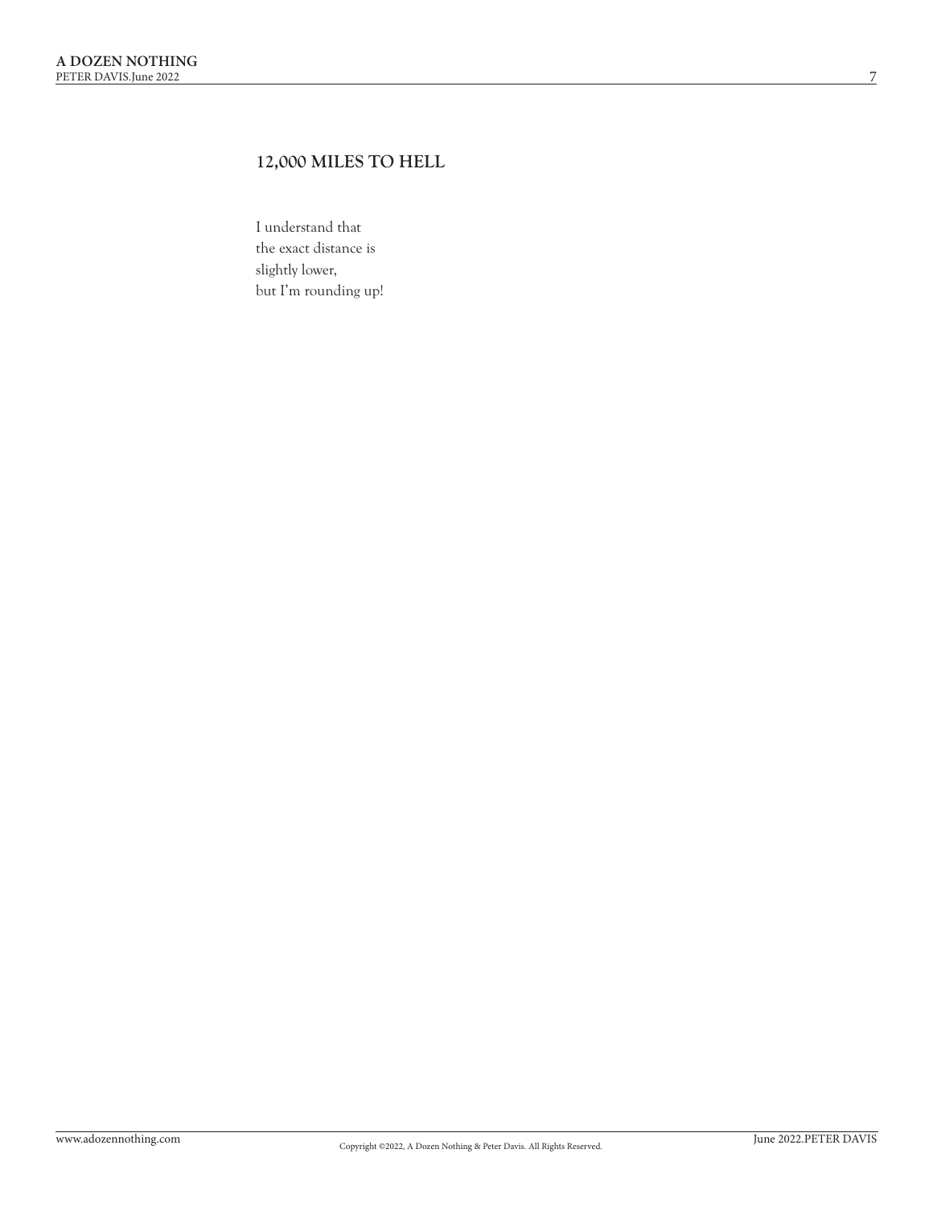## 12,000 MILES TO HELL

I understand that  
the exact distance is  
slightly lower,  
but I'm rounding up!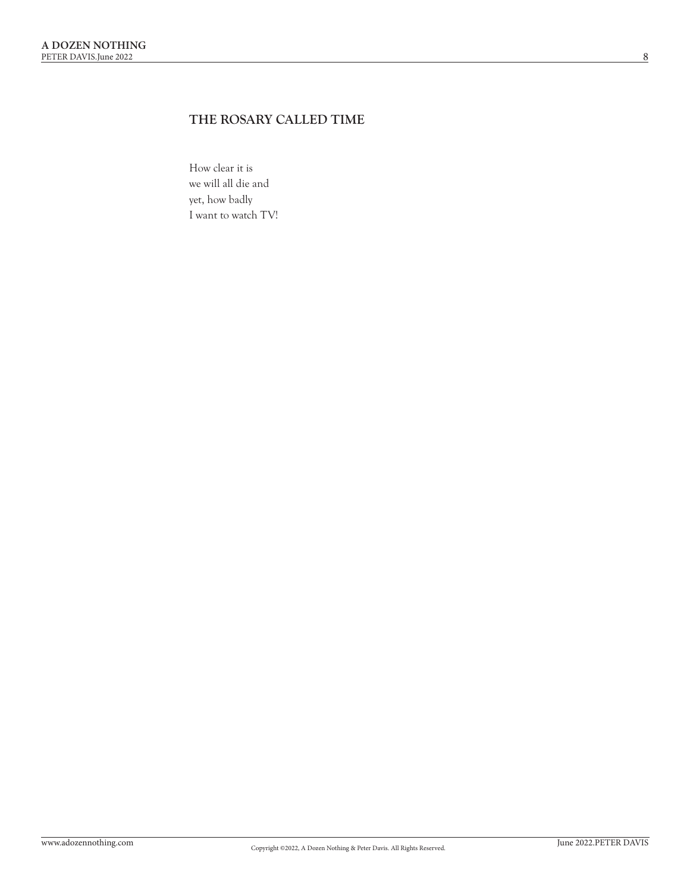## THE ROSARY CALLED TIME

How clear it is  
we will all die and  
yet, how badly  
I want to watch TV!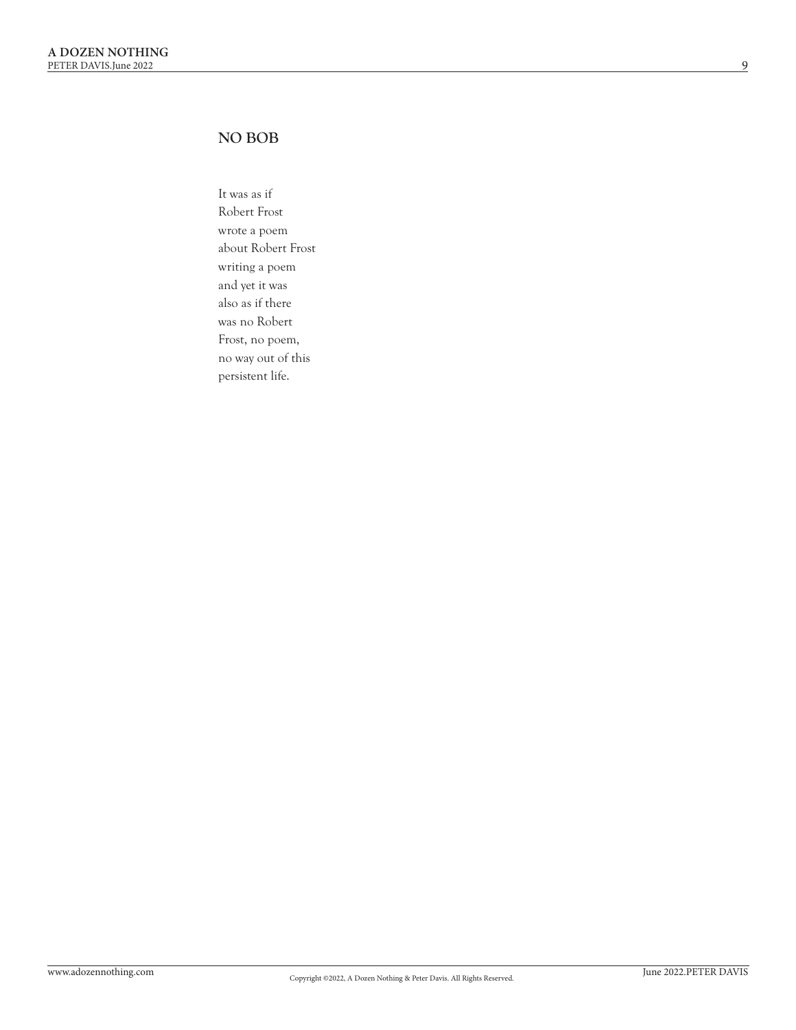## NO BOB

It was as if  
Robert Frost  
wrote a poem  
about Robert Frost  
writing a poem  
and yet it was  
also as if there  
was no Robert  
Frost, no poem,  
no way out of this  
persistent life.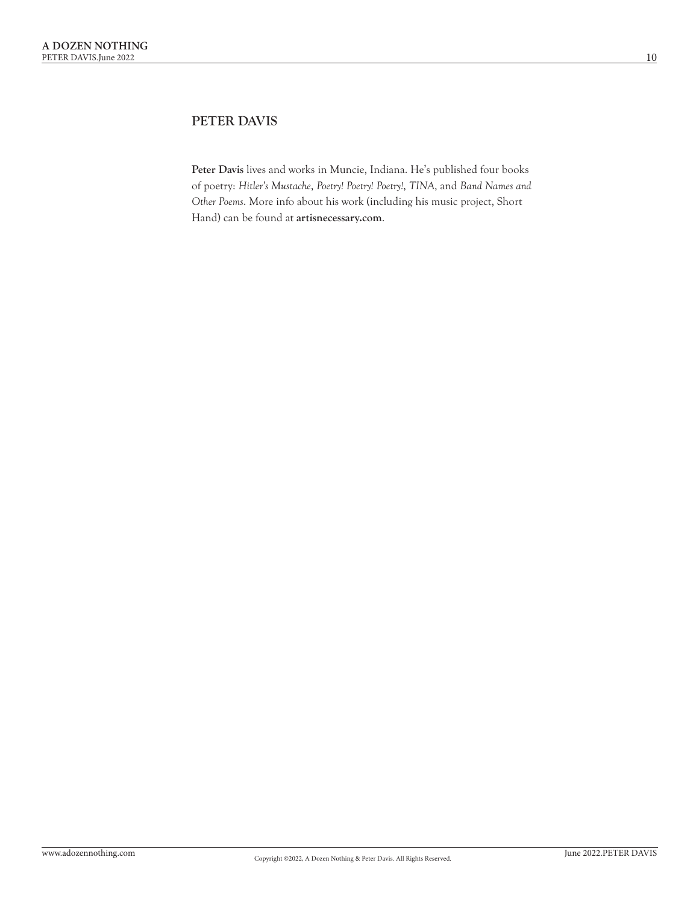## PETER DAVIS

**Peter Davis** lives and works in Muncie, Indiana. He's published four books of poetry: *Hitler's Mustache*, *Poetry! Poetry! Poetry!*, *TINA*, and *Band Names and Other Poems*. More info about his work (including his music project, Short Hand) can be found at **artisnecessary.com**.